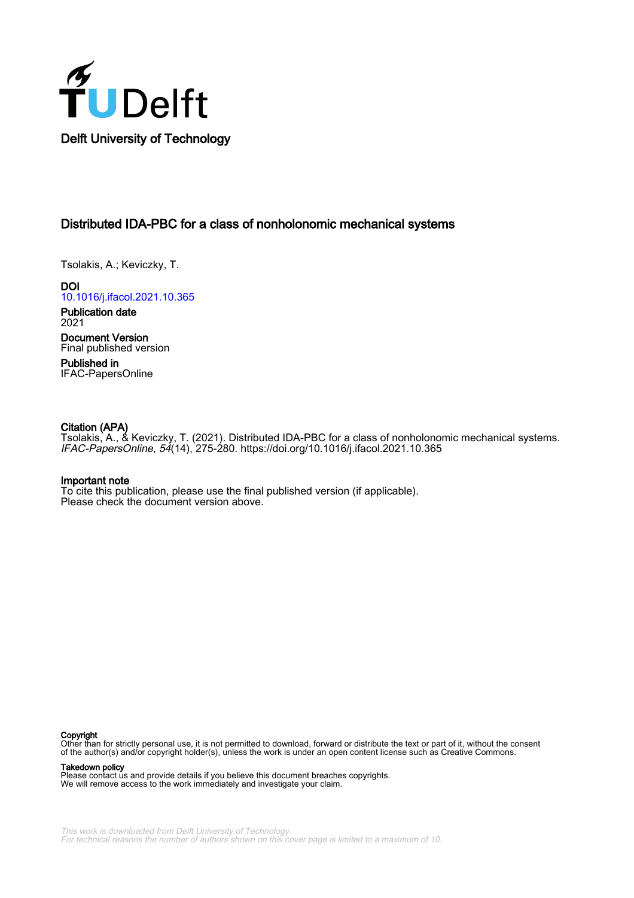Delft University of Technology

# Distributed IDA-PBC for a class of nonholonomic mechanical systems

Tsolakis, A.; Keviczky, T.

**DOI**
10.1016/j.ifacol.2021.10.365

**Publication date**
2021

**Document Version**
Final published version

**Published in**
IFAC-PapersOnline

**Citation (APA)**
Tsolakis, A., & Keviczky, T. (2021). Distributed IDA-PBC for a class of nonholonomic mechanical systems. *IFAC-PapersOnline*, *54*(14), 275-280. https://doi.org/10.1016/j.ifacol.2021.10.365

**Important note**
To cite this publication, please use the final published version (if applicable).
Please check the document version above.

**Copyright**
Other than for strictly personal use, it is not permitted to download, forward or distribute the text or part of it, without the consent of the author(s) and/or copyright holder(s), unless the work is under an open content license such as Creative Commons.

**Takedown policy**
Please contact us and provide details if you believe this document breaches copyrights.
We will remove access to the work immediately and investigate your claim.

This work is downloaded from Delft University of Technology.
For technical reasons the number of authors shown on this cover page is limited to a maximum of 10.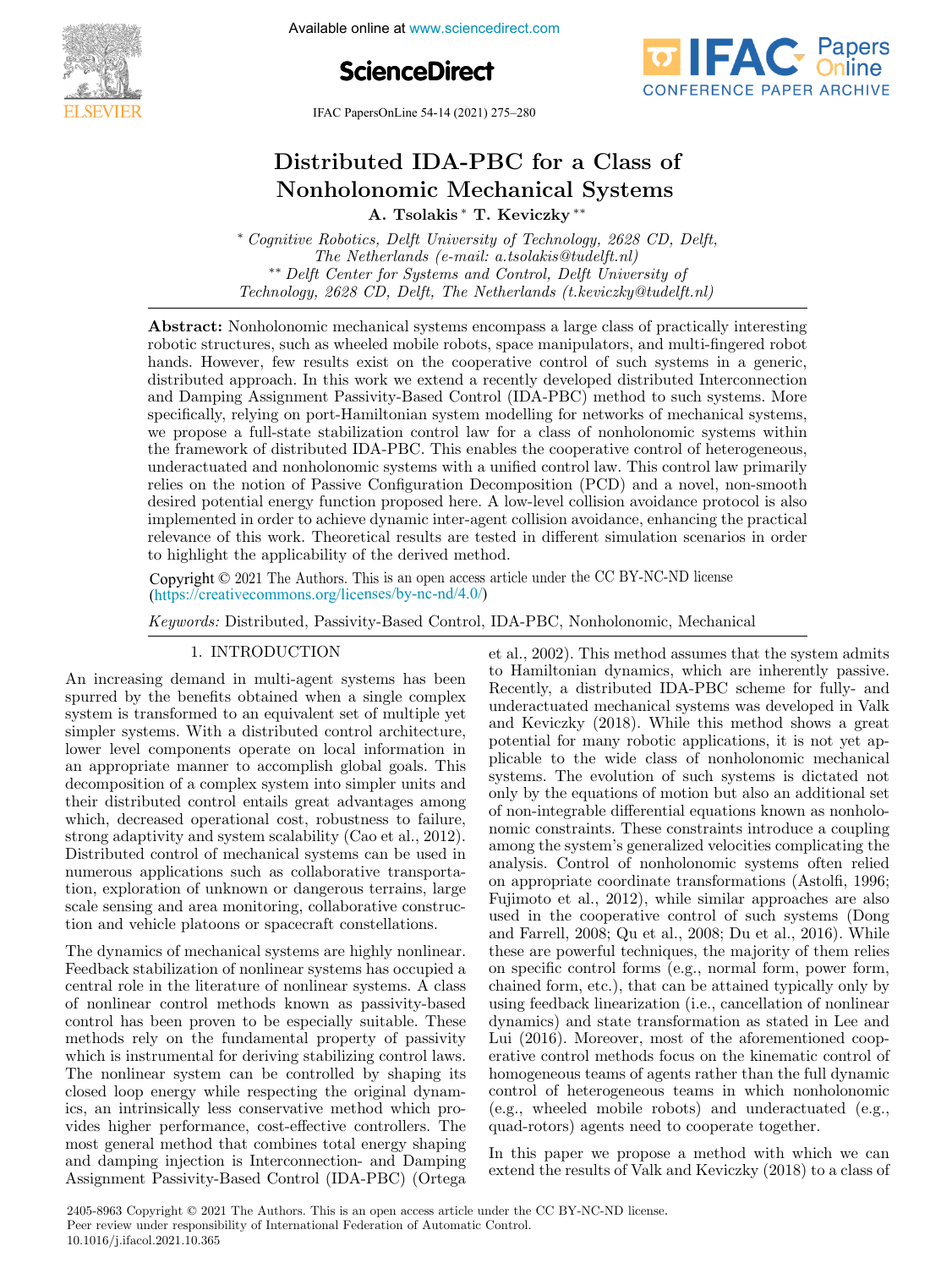# Distributed IDA-PBC for a Class of Nonholonomic Mechanical Systems

**A. Tsolakis** * **T. Keviczky** **

\* *Cognitive Robotics, Delft University of Technology, 2628 CD, Delft, The Netherlands (e-mail: a.tsolakis@tudelft.nl)*
\*\* *Delft Center for Systems and Control, Delft University of Technology, 2628 CD, Delft, The Netherlands (t.keviczky@tudelft.nl)*

**Abstract:** Nonholonomic mechanical systems encompass a large class of practically interesting robotic structures, such as wheeled mobile robots, space manipulators, and multi-fingered robot hands. However, few results exist on the cooperative control of such systems in a generic, distributed approach. In this work we extend a recently developed distributed Interconnection and Damping Assignment Passivity-Based Control (IDA-PBC) method to such systems. More specifically, relying on port-Hamiltonian system modelling for networks of mechanical systems, we propose a full-state stabilization control law for a class of nonholonomic systems within the framework of distributed IDA-PBC. This enables the cooperative control of heterogeneous, underactuated and nonholonomic systems with a unified control law. This control law primarily relies on the notion of Passive Configuration Decomposition (PCD) and a novel, non-smooth desired potential energy function proposed here. A low-level collision avoidance protocol is also implemented in order to achieve dynamic inter-agent collision avoidance, enhancing the practical relevance of this work. Theoretical results are tested in different simulation scenarios in order to highlight the applicability of the derived method.

Copyright © 2021 The Authors. This is an open access article under the CC BY-NC-ND license (https://creativecommons.org/licenses/by-nc-nd/4.0/)

*Keywords:* Distributed, Passivity-Based Control, IDA-PBC, Nonholonomic, Mechanical

## 1. INTRODUCTION

An increasing demand in multi-agent systems has been spurred by the benefits obtained when a single complex system is transformed to an equivalent set of multiple yet simpler systems. With a distributed control architecture, lower level components operate on local information in an appropriate manner to accomplish global goals. This decomposition of a complex system into simpler units and their distributed control entails great advantages among which, decreased operational cost, robustness to failure, strong adaptivity and system scalability (Cao et al., 2012). Distributed control of mechanical systems can be used in numerous applications such as collaborative transportation, exploration of unknown or dangerous terrains, large scale sensing and area monitoring, collaborative construction and vehicle platoons or spacecraft constellations.

The dynamics of mechanical systems are highly nonlinear. Feedback stabilization of nonlinear systems has occupied a central role in the literature of nonlinear systems. A class of nonlinear control methods known as passivity-based control has been proven to be especially suitable. These methods rely on the fundamental property of passivity which is instrumental for deriving stabilizing control laws. The nonlinear system can be controlled by shaping its closed loop energy while respecting the original dynamics, an intrinsically less conservative method which provides higher performance, cost-effective controllers. The most general method that combines total energy shaping and damping injection is Interconnection- and Damping Assignment Passivity-Based Control (IDA-PBC) (Ortega et al., 2002). This method assumes that the system admits to Hamiltonian dynamics, which are inherently passive. Recently, a distributed IDA-PBC scheme for fully- and underactuated mechanical systems was developed in Valk and Keviczky (2018). While this method shows a great potential for many robotic applications, it is not yet applicable to the wide class of nonholonomic mechanical systems. The evolution of such systems is dictated not only by the equations of motion but also an additional set of non-integrable differential equations known as nonholonomic constraints. These constraints introduce a coupling among the system's generalized velocities complicating the analysis. Control of nonholonomic systems often relied on appropriate coordinate transformations (Astolfi, 1996; Fujimoto et al., 2012), while similar approaches are also used in the cooperative control of such systems (Dong and Farrell, 2008; Qu et al., 2008; Du et al., 2016). While these are powerful techniques, the majority of them relies on specific control forms (e.g., normal form, power form, chained form, etc.), that can be attained typically only by using feedback linearization (i.e., cancellation of nonlinear dynamics) and state transformation as stated in Lee and Lui (2016). Moreover, most of the aforementioned cooperative control methods focus on the kinematic control of homogeneous teams of agents rather than the full dynamic control of heterogeneous teams in which nonholonomic (e.g., wheeled mobile robots) and underactuated (e.g., quad-rotors) agents need to cooperate together.

In this paper we propose a method with which we can extend the results of Valk and Keviczky (2018) to a class of

2405-8963 Copyright © 2021 The Authors. This is an open access article under the CC BY-NC-ND license.
Peer review under responsibility of International Federation of Automatic Control.
10.1016/j.ifacol.2021.10.365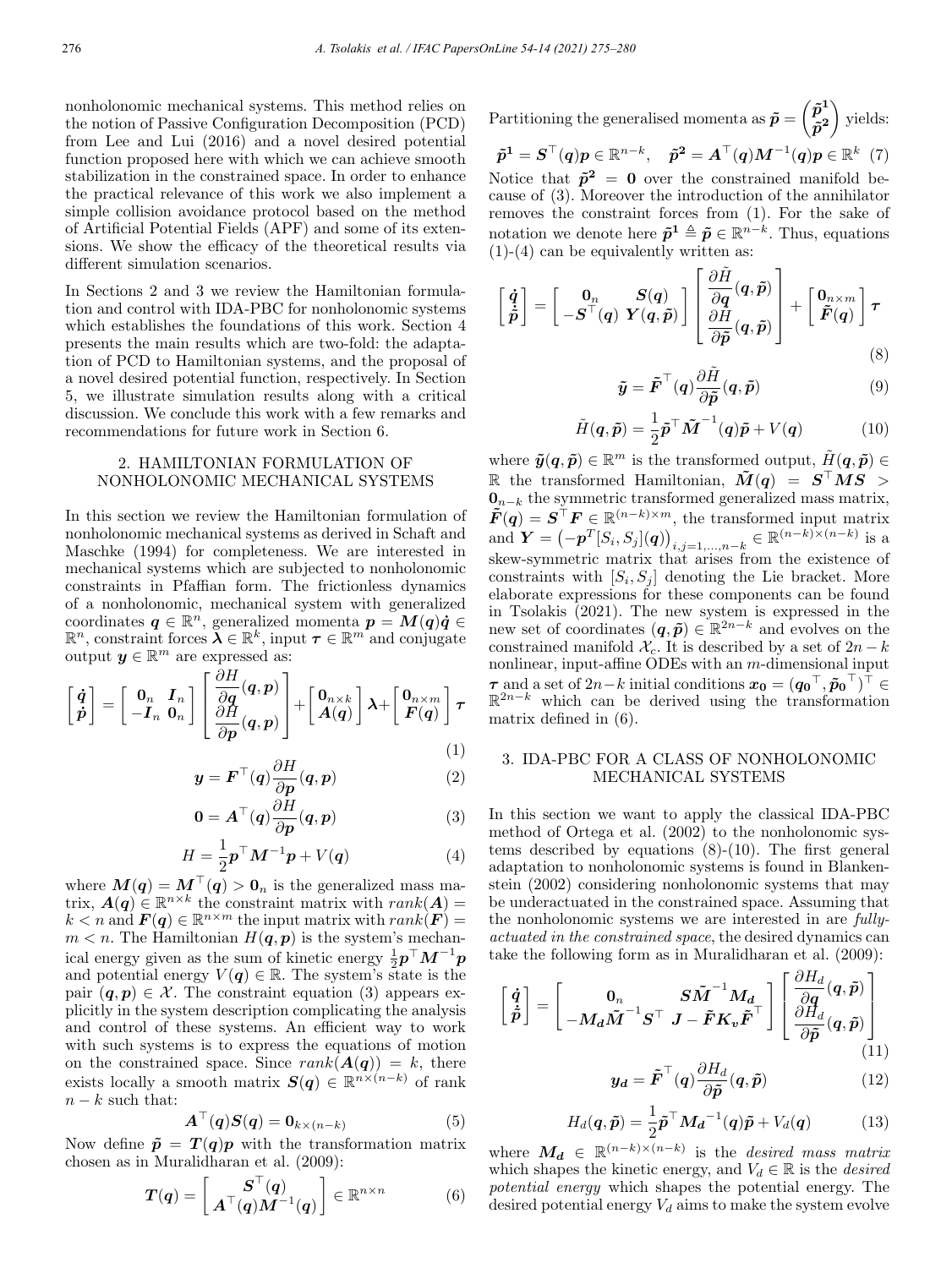nonholonomic mechanical systems. This method relies on the notion of Passive Configuration Decomposition (PCD) from Lee and Lui (2016) and a novel desired potential function proposed here with which we can achieve smooth stabilization in the constrained space. In order to enhance the practical relevance of this work we also implement a simple collision avoidance protocol based on the method of Artificial Potential Fields (APF) and some of its extensions. We show the efficacy of the theoretical results via different simulation scenarios.

In Sections 2 and 3 we review the Hamiltonian formulation and control with IDA-PBC for nonholonomic systems which establishes the foundations of this work. Section 4 presents the main results which are two-fold: the adaptation of PCD to Hamiltonian systems, and the proposal of a novel desired potential function, respectively. In Section 5, we illustrate simulation results along with a critical discussion. We conclude this work with a few remarks and recommendations for future work in Section 6.

## 2. HAMILTONIAN FORMULATION OF NONHOLONOMIC MECHANICAL SYSTEMS

In this section we review the Hamiltonian formulation of nonholonomic mechanical systems as derived in Schaft and Maschke (1994) for completeness. We are interested in mechanical systems which are subjected to nonholonomic constraints in Pfaffian form. The frictionless dynamics of a nonholonomic, mechanical system with generalized coordinates $\boldsymbol{q} \in \mathbb{R}^n$, generalized momenta $\boldsymbol{p} = \boldsymbol{M}(\boldsymbol{q})\dot{\boldsymbol{q}} \in \mathbb{R}^n$, constraint forces $\boldsymbol{\lambda} \in \mathbb{R}^k$, input $\boldsymbol{\tau} \in \mathbb{R}^m$ and conjugate output $\boldsymbol{y} \in \mathbb{R}^m$ are expressed as:

$$\begin{bmatrix} \dot{\boldsymbol{q}} \\ \dot{\boldsymbol{p}} \end{bmatrix} = \begin{bmatrix} \mathbf{0}_n & \boldsymbol{I}_n \\ -\boldsymbol{I}_n & \mathbf{0}_n \end{bmatrix} \begin{bmatrix} \dfrac{\partial H}{\partial \boldsymbol{q}}(\boldsymbol{q},\boldsymbol{p}) \\ \dfrac{\partial H}{\partial \boldsymbol{p}}(\boldsymbol{q},\boldsymbol{p}) \end{bmatrix} + \begin{bmatrix} \mathbf{0}_{n\times k} \\ \boldsymbol{A}(\boldsymbol{q}) \end{bmatrix} \boldsymbol{\lambda} + \begin{bmatrix} \mathbf{0}_{n\times m} \\ \boldsymbol{F}(\boldsymbol{q}) \end{bmatrix} \boldsymbol{\tau} \tag{1}$$

$$\boldsymbol{y} = \boldsymbol{F}^\top(\boldsymbol{q}) \frac{\partial H}{\partial \boldsymbol{p}}(\boldsymbol{q},\boldsymbol{p}) \tag{2}$$

$$\mathbf{0} = \boldsymbol{A}^\top(\boldsymbol{q}) \frac{\partial H}{\partial \boldsymbol{p}}(\boldsymbol{q},\boldsymbol{p}) \tag{3}$$

$$H = \frac{1}{2}\boldsymbol{p}^\top \boldsymbol{M}^{-1}\boldsymbol{p} + V(\boldsymbol{q}) \tag{4}$$

where $\boldsymbol{M}(\boldsymbol{q}) = \boldsymbol{M}^\top(\boldsymbol{q}) > \mathbf{0}_n$ is the generalized mass matrix, $\boldsymbol{A}(\boldsymbol{q}) \in \mathbb{R}^{n\times k}$ the constraint matrix with $rank(\boldsymbol{A}) = k < n$ and $\boldsymbol{F}(\boldsymbol{q}) \in \mathbb{R}^{n\times m}$ the input matrix with $rank(\boldsymbol{F}) = m < n$. The Hamiltonian $H(\boldsymbol{q},\boldsymbol{p})$ is the system's mechanical energy given as the sum of kinetic energy $\frac{1}{2}\boldsymbol{p}^\top\boldsymbol{M}^{-1}\boldsymbol{p}$ and potential energy $V(\boldsymbol{q}) \in \mathbb{R}$. The system's state is the pair $(\boldsymbol{q},\boldsymbol{p}) \in \mathcal{X}$. The constraint equation (3) appears explicitly in the system description complicating the analysis and control of these systems. An efficient way to work with such systems is to express the equations of motion on the constrained space. Since $rank(\boldsymbol{A}(\boldsymbol{q})) = k$, there exists locally a smooth matrix $\boldsymbol{S}(\boldsymbol{q}) \in \mathbb{R}^{n\times(n-k)}$ of rank $n-k$ such that:

$$\boldsymbol{A}^\top(\boldsymbol{q})\boldsymbol{S}(\boldsymbol{q}) = \mathbf{0}_{k\times(n-k)} \tag{5}$$

Now define $\tilde{\boldsymbol{p}} = \boldsymbol{T}(\boldsymbol{q})\boldsymbol{p}$ with the transformation matrix chosen as in Muralidharan et al. (2009):

$$\boldsymbol{T}(\boldsymbol{q}) = \begin{bmatrix} \boldsymbol{S}^\top(\boldsymbol{q}) \\ \boldsymbol{A}^\top(\boldsymbol{q})\boldsymbol{M}^{-1}(\boldsymbol{q}) \end{bmatrix} \in \mathbb{R}^{n\times n} \tag{6}$$

Partitioning the generalised momenta as $\tilde{\boldsymbol{p}} = \begin{pmatrix} \tilde{\boldsymbol{p}}^{\boldsymbol{1}} \\ \tilde{\boldsymbol{p}}^{\boldsymbol{2}} \end{pmatrix}$ yields:

$$\tilde{\boldsymbol{p}}^{\boldsymbol{1}} = \boldsymbol{S}^\top(\boldsymbol{q})\boldsymbol{p} \in \mathbb{R}^{n-k}, \quad \tilde{\boldsymbol{p}}^{\boldsymbol{2}} = \boldsymbol{A}^\top(\boldsymbol{q})\boldsymbol{M}^{-1}(\boldsymbol{q})\boldsymbol{p} \in \mathbb{R}^k \tag{7}$$

Notice that $\tilde{\boldsymbol{p}}^{\boldsymbol{2}} = \mathbf{0}$ over the constrained manifold because of (3). Moreover the introduction of the annihilator removes the constraint forces from (1). For the sake of notation we denote here $\tilde{\boldsymbol{p}}^{\boldsymbol{1}} \triangleq \tilde{\boldsymbol{p}} \in \mathbb{R}^{n-k}$. Thus, equations (1)-(4) can be equivalently written as:

$$\begin{bmatrix} \dot{\boldsymbol{q}} \\ \dot{\tilde{\boldsymbol{p}}} \end{bmatrix} = \begin{bmatrix} \mathbf{0}_n & \boldsymbol{S}(\boldsymbol{q}) \\ -\boldsymbol{S}^\top(\boldsymbol{q}) & \boldsymbol{Y}(\boldsymbol{q},\tilde{\boldsymbol{p}}) \end{bmatrix} \begin{bmatrix} \dfrac{\partial \tilde{H}}{\partial \boldsymbol{q}}(\boldsymbol{q},\tilde{\boldsymbol{p}}) \\ \dfrac{\partial \tilde{H}}{\partial \tilde{\boldsymbol{p}}}(\boldsymbol{q},\tilde{\boldsymbol{p}}) \end{bmatrix} + \begin{bmatrix} \mathbf{0}_{n\times m} \\ \tilde{\boldsymbol{F}}(\boldsymbol{q}) \end{bmatrix} \boldsymbol{\tau} \tag{8}$$

$$\tilde{\boldsymbol{y}} = \tilde{\boldsymbol{F}}^\top(\boldsymbol{q}) \frac{\partial \tilde{H}}{\partial \tilde{\boldsymbol{p}}}(\boldsymbol{q},\tilde{\boldsymbol{p}}) \tag{9}$$

$$\tilde{H}(\boldsymbol{q},\tilde{\boldsymbol{p}}) = \frac{1}{2}\tilde{\boldsymbol{p}}^\top \tilde{\boldsymbol{M}}^{-1}(\boldsymbol{q})\tilde{\boldsymbol{p}} + V(\boldsymbol{q}) \tag{10}$$

where $\tilde{\boldsymbol{y}}(\boldsymbol{q},\tilde{\boldsymbol{p}}) \in \mathbb{R}^m$ is the transformed output, $\tilde{H}(\boldsymbol{q},\tilde{\boldsymbol{p}}) \in \mathbb{R}$ the transformed Hamiltonian, $\tilde{\boldsymbol{M}}(\boldsymbol{q}) = \boldsymbol{S}^\top\boldsymbol{M}\boldsymbol{S} > \mathbf{0}_{n-k}$ the symmetric transformed generalized mass matrix, $\tilde{\boldsymbol{F}}(\boldsymbol{q}) = \boldsymbol{S}^\top\boldsymbol{F} \in \mathbb{R}^{(n-k)\times m}$, the transformed input matrix and $\boldsymbol{Y} = \left(-\boldsymbol{p}^T[S_i,S_j](\boldsymbol{q})\right)_{i,j=1,\ldots,n-k} \in \mathbb{R}^{(n-k)\times(n-k)}$ is a skew-symmetric matrix that arises from the existence of constraints with $[S_i,S_j]$ denoting the Lie bracket. More elaborate expressions for these components can be found in Tsolakis (2021). The new system is expressed in the new set of coordinates $(\boldsymbol{q},\tilde{\boldsymbol{p}}) \in \mathbb{R}^{2n-k}$ and evolves on the constrained manifold $\mathcal{X}_c$. It is described by a set of $2n-k$ nonlinear, input-affine ODEs with an $m$-dimensional input $\boldsymbol{\tau}$ and a set of $2n-k$ initial conditions $\boldsymbol{x_0} = (\boldsymbol{q_0}^\top, \tilde{\boldsymbol{p}}_{\boldsymbol{0}}^\top)^\top \in \mathbb{R}^{2n-k}$ which can be derived using the transformation matrix defined in (6).

## 3. IDA-PBC FOR A CLASS OF NONHOLONOMIC MECHANICAL SYSTEMS

In this section we want to apply the classical IDA-PBC method of Ortega et al. (2002) to the nonholonomic systems described by equations (8)-(10). The first general adaptation to nonholonomic systems is found in Blankenstein (2002) considering nonholonomic systems that may be underactuated in the constrained space. Assuming that the nonholonomic systems we are interested in are *fully-actuated in the constrained space*, the desired dynamics can take the following form as in Muralidharan et al. (2009):

$$\begin{bmatrix} \dot{\boldsymbol{q}} \\ \dot{\tilde{\boldsymbol{p}}} \end{bmatrix} = \begin{bmatrix} \mathbf{0}_n & \boldsymbol{S}\tilde{\boldsymbol{M}}^{-1}\boldsymbol{M_d} \\ -\boldsymbol{M_d}\tilde{\boldsymbol{M}}^{-1}\boldsymbol{S}^\top & \boldsymbol{J} - \tilde{\boldsymbol{F}}\boldsymbol{K_v}\tilde{\boldsymbol{F}}^\top \end{bmatrix} \begin{bmatrix} \dfrac{\partial H_d}{\partial \boldsymbol{q}}(\boldsymbol{q},\tilde{\boldsymbol{p}}) \\ \dfrac{\partial H_d}{\partial \tilde{\boldsymbol{p}}}(\boldsymbol{q},\tilde{\boldsymbol{p}}) \end{bmatrix} \tag{11}$$

$$\boldsymbol{y_d} = \tilde{\boldsymbol{F}}^\top(\boldsymbol{q}) \frac{\partial H_d}{\partial \tilde{\boldsymbol{p}}}(\boldsymbol{q},\tilde{\boldsymbol{p}}) \tag{12}$$

$$H_d(\boldsymbol{q},\tilde{\boldsymbol{p}}) = \frac{1}{2}\tilde{\boldsymbol{p}}^\top \boldsymbol{M_d}^{-1}(\boldsymbol{q})\tilde{\boldsymbol{p}} + V_d(\boldsymbol{q}) \tag{13}$$

where $\boldsymbol{M_d} \in \mathbb{R}^{(n-k)\times(n-k)}$ is the *desired mass matrix* which shapes the kinetic energy, and $V_d \in \mathbb{R}$ is the *desired potential energy* which shapes the potential energy. The desired potential energy $V_d$ aims to make the system evolve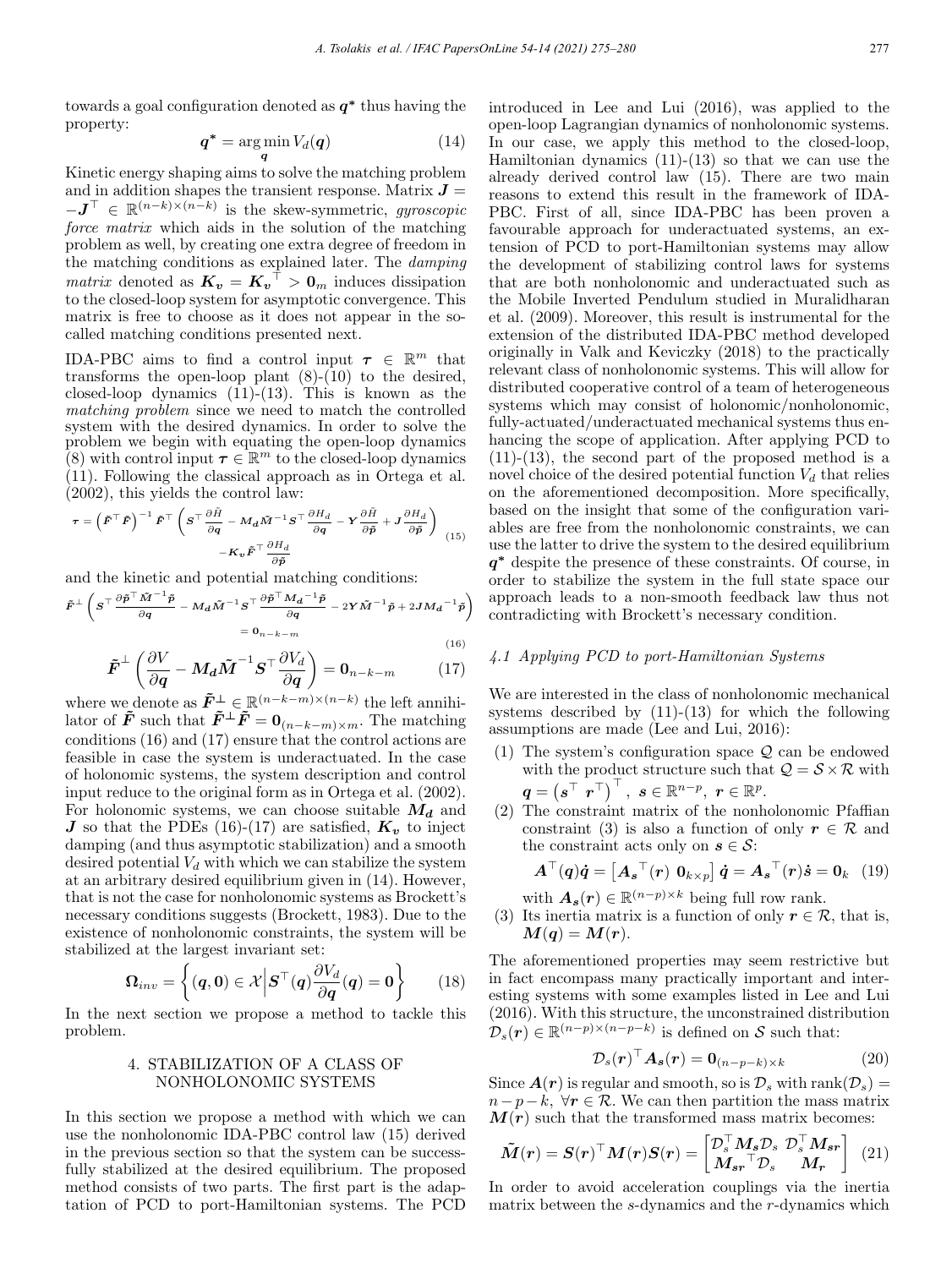towards a goal configuration denoted as $\boldsymbol{q}^*$ thus having the property:

$$\boldsymbol{q}^* = \arg\min_{\boldsymbol{q}} V_d(\boldsymbol{q}) \tag{14}$$

Kinetic energy shaping aims to solve the matching problem and in addition shapes the transient response. Matrix $\boldsymbol{J} = -\boldsymbol{J}^\top \in \mathbb{R}^{(n-k)\times(n-k)}$ is the skew-symmetric, *gyroscopic force matrix* which aids in the solution of the matching problem as well, by creating one extra degree of freedom in the matching conditions as explained later. The *damping matrix* denoted as $\boldsymbol{K_v} = \boldsymbol{K_v}^\top > \boldsymbol{0}_m$ induces dissipation to the closed-loop system for asymptotic convergence. This matrix is free to choose as it does not appear in the so-called matching conditions presented next.

IDA-PBC aims to find a control input $\boldsymbol{\tau} \in \mathbb{R}^m$ that transforms the open-loop plant (8)-(10) to the desired, closed-loop dynamics (11)-(13). This is known as the *matching problem* since we need to match the controlled system with the desired dynamics. In order to solve the problem we begin with equating the open-loop dynamics (8) with control input $\boldsymbol{\tau} \in \mathbb{R}^m$ to the closed-loop dynamics (11). Following the classical approach as in Ortega et al. (2002), this yields the control law:

$$\boldsymbol{\tau} = \left(\tilde{\boldsymbol{F}}^\top \tilde{\boldsymbol{F}}\right)^{-1} \tilde{\boldsymbol{F}}^\top \left(\boldsymbol{S}^\top \frac{\partial \tilde{H}}{\partial \boldsymbol{q}} - \boldsymbol{M_d}\tilde{\boldsymbol{M}}^{-1}\boldsymbol{S}^\top \frac{\partial H_d}{\partial \boldsymbol{q}} - \boldsymbol{Y}\frac{\partial \tilde{H}}{\partial \tilde{\boldsymbol{p}}} + \boldsymbol{J}\frac{\partial H_d}{\partial \tilde{\boldsymbol{p}}}\right) - \boldsymbol{K_v}\tilde{\boldsymbol{F}}^\top \frac{\partial H_d}{\partial \tilde{\boldsymbol{p}}} \tag{15}$$

and the kinetic and potential matching conditions:

$$\tilde{\boldsymbol{F}}^\perp \left(\boldsymbol{S}^\top \frac{\partial \tilde{\boldsymbol{p}}^\top \tilde{\boldsymbol{M}}^{-1}\tilde{\boldsymbol{p}}}{\partial \boldsymbol{q}} - \boldsymbol{M_d}\tilde{\boldsymbol{M}}^{-1}\boldsymbol{S}^\top \frac{\partial \tilde{\boldsymbol{p}}^\top \boldsymbol{M_d}^{-1}\tilde{\boldsymbol{p}}}{\partial \boldsymbol{q}} - 2\boldsymbol{Y}\tilde{\boldsymbol{M}}^{-1}\tilde{\boldsymbol{p}} + 2\boldsymbol{J}\boldsymbol{M_d}^{-1}\tilde{\boldsymbol{p}}\right) = \boldsymbol{0}_{n-k-m} \tag{16}$$

$$\tilde{\boldsymbol{F}}^\perp \left(\frac{\partial V}{\partial \boldsymbol{q}} - \boldsymbol{M_d}\tilde{\boldsymbol{M}}^{-1}\boldsymbol{S}^\top \frac{\partial V_d}{\partial \boldsymbol{q}}\right) = \boldsymbol{0}_{n-k-m} \tag{17}$$

where we denote as $\tilde{\boldsymbol{F}}^\perp \in \mathbb{R}^{(n-k-m)\times(n-k)}$ the left annihilator of $\tilde{\boldsymbol{F}}$ such that $\tilde{\boldsymbol{F}}^\perp \tilde{\boldsymbol{F}} = \boldsymbol{0}_{(n-k-m)\times m}$. The matching conditions (16) and (17) ensure that the control actions are feasible in case the system is underactuated. In the case of holonomic systems, the system description and control input reduce to the original form as in Ortega et al. (2002). For holonomic systems, we can choose suitable $\boldsymbol{M_d}$ and $\boldsymbol{J}$ so that the PDEs (16)-(17) are satisfied, $\boldsymbol{K_v}$ to inject damping (and thus asymptotic stabilization) and a smooth desired potential $V_d$ with which we can stabilize the system at an arbitrary desired equilibrium given in (14). However, that is not the case for nonholonomic systems as Brockett's necessary conditions suggests (Brockett, 1983). Due to the existence of nonholonomic constraints, the system will be stabilized at the largest invariant set:

$$\boldsymbol{\Omega}_{inv} = \left\{(\boldsymbol{q}, \boldsymbol{0}) \in \mathcal{X} \,\middle|\, \boldsymbol{S}^\top(\boldsymbol{q})\frac{\partial V_d}{\partial \boldsymbol{q}}(\boldsymbol{q}) = \boldsymbol{0}\right\} \tag{18}$$

In the next section we propose a method to tackle this problem.

## 4. STABILIZATION OF A CLASS OF NONHOLONOMIC SYSTEMS

In this section we propose a method with which we can use the nonholonomic IDA-PBC control law (15) derived in the previous section so that the system can be successfully stabilized at the desired equilibrium. The proposed method consists of two parts. The first part is the adaptation of PCD to port-Hamiltonian systems. The PCD introduced in Lee and Lui (2016), was applied to the open-loop Lagrangian dynamics of nonholonomic systems. In our case, we apply this method to the closed-loop, Hamiltonian dynamics (11)-(13) so that we can use the already derived control law (15). There are two main reasons to extend this result in the framework of IDA-PBC. First of all, since IDA-PBC has been proven a favourable approach for underactuated systems, an extension of PCD to port-Hamiltonian systems may allow the development of stabilizing control laws for systems that are both nonholonomic and underactuated such as the Mobile Inverted Pendulum studied in Muralidharan et al. (2009). Moreover, this result is instrumental for the extension of the distributed IDA-PBC method developed originally in Valk and Keviczky (2018) to the practically relevant class of nonholonomic systems. This will allow for distributed cooperative control of a team of heterogeneous systems which may consist of holonomic/nonholonomic, fully-actuated/underactuated mechanical systems thus enhancing the scope of application. After applying PCD to (11)-(13), the second part of the proposed method is a novel choice of the desired potential function $V_d$ that relies on the aforementioned decomposition. More specifically, based on the insight that some of the configuration variables are free from the nonholonomic constraints, we can use the latter to drive the system to the desired equilibrium $\boldsymbol{q}^*$ despite the presence of these constraints. Of course, in order to stabilize the system in the full state space our approach leads to a non-smooth feedback law thus not contradicting with Brockett's necessary condition.

### 4.1 Applying PCD to port-Hamiltonian Systems

We are interested in the class of nonholonomic mechanical systems described by (11)-(13) for which the following assumptions are made (Lee and Lui, 2016):

1. The system's configuration space $\mathcal{Q}$ can be endowed with the product structure such that $\mathcal{Q} = \mathcal{S} \times \mathcal{R}$ with $\boldsymbol{q} = \left(\boldsymbol{s}^\top \ \boldsymbol{r}^\top\right)^\top$, $\boldsymbol{s} \in \mathbb{R}^{n-p}$, $\boldsymbol{r} \in \mathbb{R}^p$.
2. The constraint matrix of the nonholonomic Pfaffian constraint (3) is also a function of only $\boldsymbol{r} \in \mathcal{R}$ and the constraint acts only on $\boldsymbol{s} \in \mathcal{S}$:
$$\boldsymbol{A}^\top(\boldsymbol{q})\dot{\boldsymbol{q}} = \left[\boldsymbol{A_s}^\top(\boldsymbol{r}) \ \boldsymbol{0}_{k\times p}\right]\dot{\boldsymbol{q}} = \boldsymbol{A_s}^\top(\boldsymbol{r})\dot{\boldsymbol{s}} = \boldsymbol{0}_k \tag{19}$$
with $\boldsymbol{A_s}(\boldsymbol{r}) \in \mathbb{R}^{(n-p)\times k}$ being full row rank.
3. Its inertia matrix is a function of only $\boldsymbol{r} \in \mathcal{R}$, that is, $\boldsymbol{M}(\boldsymbol{q}) = \boldsymbol{M}(\boldsymbol{r})$.

The aforementioned properties may seem restrictive but in fact encompass many practically important and interesting systems with some examples listed in Lee and Lui (2016). With this structure, the unconstrained distribution $\mathcal{D}_s(\boldsymbol{r}) \in \mathbb{R}^{(n-p)\times(n-p-k)}$ is defined on $\mathcal{S}$ such that:

$$\mathcal{D}_s(\boldsymbol{r})^\top \boldsymbol{A_s}(\boldsymbol{r}) = \boldsymbol{0}_{(n-p-k)\times k} \tag{20}$$

Since $\boldsymbol{A}(\boldsymbol{r})$ is regular and smooth, so is $\mathcal{D}_s$ with $\text{rank}(\mathcal{D}_s) = n-p-k$, $\forall \boldsymbol{r} \in \mathcal{R}$. We can then partition the mass matrix $\boldsymbol{M}(\boldsymbol{r})$ such that the transformed mass matrix becomes:

$$\tilde{\boldsymbol{M}}(\boldsymbol{r}) = \boldsymbol{S}(\boldsymbol{r})^\top \boldsymbol{M}(\boldsymbol{r})\boldsymbol{S}(\boldsymbol{r}) = \begin{bmatrix} \mathcal{D}_s^\top \boldsymbol{M_s}\mathcal{D}_s & \mathcal{D}_s^\top \boldsymbol{M_{sr}} \\ \boldsymbol{M_{sr}}^\top \mathcal{D}_s & \boldsymbol{M_r} \end{bmatrix} \tag{21}$$

In order to avoid acceleration couplings via the inertia matrix between the $s$-dynamics and the $r$-dynamics which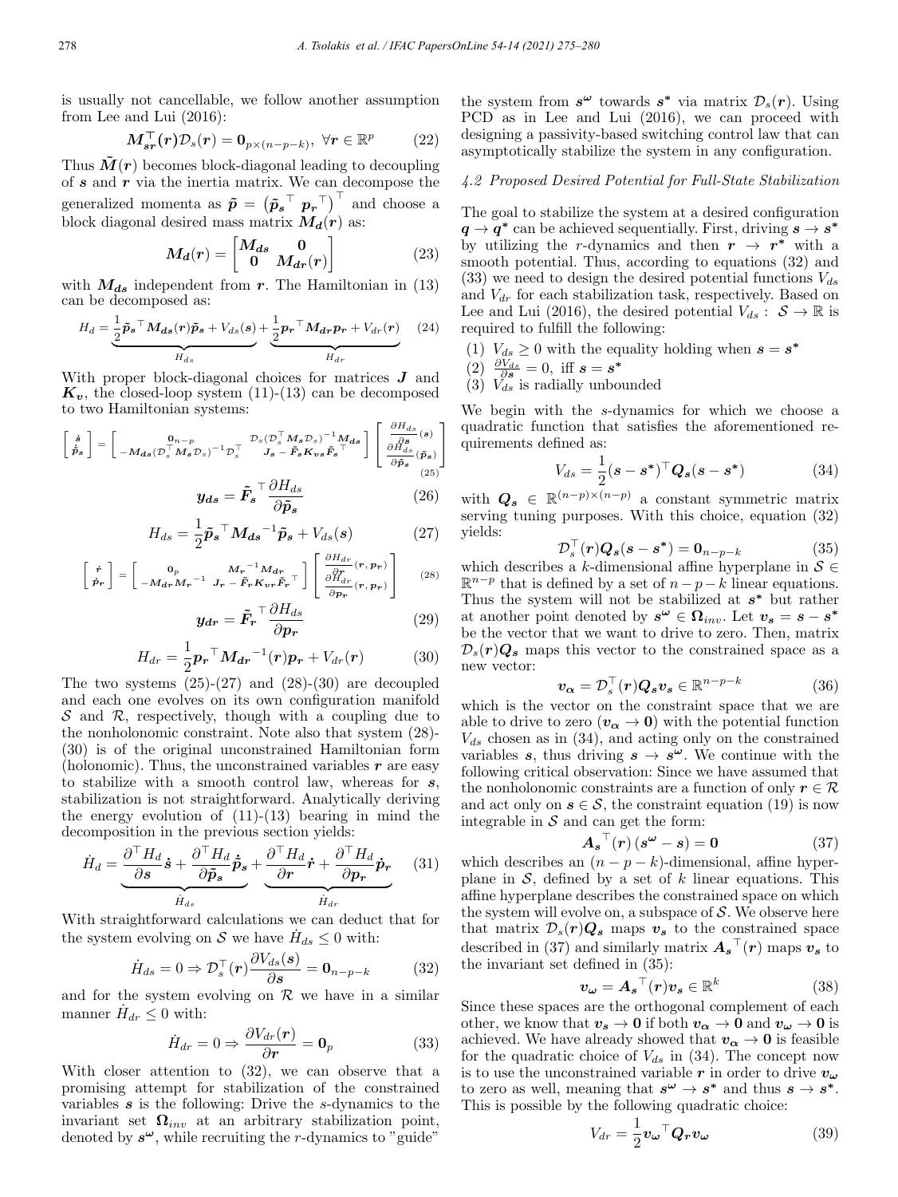is usually not cancellable, we follow another assumption from Lee and Lui (2016):

$$\boldsymbol{M_{sr}^\top}(\boldsymbol{r})\mathcal{D}_s(\boldsymbol{r}) = \boldsymbol{0}_{p\times(n-p-k)},\ \forall \boldsymbol{r} \in \mathbb{R}^p \tag{22}$$

Thus $\tilde{\boldsymbol{M}}(\boldsymbol{r})$ becomes block-diagonal leading to decoupling of $\boldsymbol{s}$ and $\boldsymbol{r}$ via the inertia matrix. We can decompose the generalized momenta as $\tilde{\boldsymbol{p}} = \left(\tilde{\boldsymbol{p}}_{\boldsymbol{s}}{}^\top\ \boldsymbol{p_r}{}^\top\right)^\top$ and choose a block diagonal desired mass matrix $\boldsymbol{M_d}(\boldsymbol{r})$ as:

$$\boldsymbol{M_d}(\boldsymbol{r}) = \begin{bmatrix} \boldsymbol{M_{ds}} & \boldsymbol{0} \\ \boldsymbol{0} & \boldsymbol{M_{dr}}(\boldsymbol{r}) \end{bmatrix} \tag{23}$$

with $\boldsymbol{M_{ds}}$ independent from $\boldsymbol{r}$. The Hamiltonian in (13) can be decomposed as:

$$H_d = \underbrace{\frac{1}{2}\tilde{\boldsymbol{p}}_{\boldsymbol{s}}{}^\top \boldsymbol{M_{ds}}(\boldsymbol{r})\tilde{\boldsymbol{p}}_{\boldsymbol{s}} + V_{ds}(\boldsymbol{s})}_{H_{ds}} + \underbrace{\frac{1}{2}\boldsymbol{p_r}{}^\top \boldsymbol{M_{dr}}\boldsymbol{p_r} + V_{dr}(\boldsymbol{r})}_{H_{dr}} \tag{24}$$

With proper block-diagonal choices for matrices $\boldsymbol{J}$ and $\boldsymbol{K_v}$, the closed-loop system (11)-(13) can be decomposed to two Hamiltonian systems:

$$\begin{bmatrix} \dot{\boldsymbol{s}} \\ \dot{\tilde{\boldsymbol{p}}}_{\boldsymbol{s}} \end{bmatrix} = \begin{bmatrix} \boldsymbol{0}_{n-p} & \mathcal{D}_s(\mathcal{D}_s^\top \boldsymbol{M_s}\mathcal{D}_s)^{-1}\boldsymbol{M_{ds}} \\ -\boldsymbol{M_{ds}}(\mathcal{D}_s^\top \boldsymbol{M_s}\mathcal{D}_s)^{-1}\mathcal{D}_s^\top & \boldsymbol{J_s} - \tilde{\boldsymbol{F}}_{\boldsymbol{s}}\boldsymbol{K_{vs}}\tilde{\boldsymbol{F}}_{\boldsymbol{s}}{}^\top \end{bmatrix} \begin{bmatrix} \frac{\partial H_{ds}}{\partial \boldsymbol{s}}(\boldsymbol{s}) \\ \frac{\partial H_{ds}}{\partial \tilde{\boldsymbol{p}}_{\boldsymbol{s}}}(\tilde{\boldsymbol{p}}_{\boldsymbol{s}}) \end{bmatrix} \tag{25}$$

$$\boldsymbol{y_{ds}} = \tilde{\boldsymbol{F}}_{\boldsymbol{s}}{}^\top \frac{\partial H_{ds}}{\partial \tilde{\boldsymbol{p}}_{\boldsymbol{s}}} \tag{26}$$

$$H_{ds} = \frac{1}{2}\tilde{\boldsymbol{p}}_{\boldsymbol{s}}{}^\top \boldsymbol{M_{ds}}{}^{-1}\tilde{\boldsymbol{p}}_{\boldsymbol{s}} + V_{ds}(\boldsymbol{s}) \tag{27}$$

$$\begin{bmatrix} \dot{\boldsymbol{r}} \\ \dot{\boldsymbol{p}}_{\boldsymbol{r}} \end{bmatrix} = \begin{bmatrix} \boldsymbol{0}_p & \boldsymbol{M_r}{}^{-1}\boldsymbol{M_{dr}} \\ -\boldsymbol{M_{dr}}\boldsymbol{M_r}{}^{-1} & \boldsymbol{J_r} - \tilde{\boldsymbol{F}}_{\boldsymbol{r}}\boldsymbol{K_{vr}}\tilde{\boldsymbol{F}}_{\boldsymbol{r}}{}^\top \end{bmatrix} \begin{bmatrix} \frac{\partial H_{dr}}{\partial \boldsymbol{r}}(\boldsymbol{r}, \boldsymbol{p_r}) \\ \frac{\partial H_{dr}}{\partial \boldsymbol{p_r}}(\boldsymbol{r}, \boldsymbol{p_r}) \end{bmatrix} \tag{28}$$

$$\boldsymbol{y_{dr}} = \tilde{\boldsymbol{F}}_{\boldsymbol{r}}{}^\top \frac{\partial H_{ds}}{\partial \boldsymbol{p_r}} \tag{29}$$

$$H_{dr} = \frac{1}{2}\boldsymbol{p_r}{}^\top \boldsymbol{M_{dr}}{}^{-1}(\boldsymbol{r})\boldsymbol{p_r} + V_{dr}(\boldsymbol{r}) \tag{30}$$

The two systems (25)-(27) and (28)-(30) are decoupled and each one evolves on its own configuration manifold $\mathcal{S}$ and $\mathcal{R}$, respectively, though with a coupling due to the nonholonomic constraint. Note also that system (28)-(30) is of the original unconstrained Hamiltonian form (holonomic). Thus, the unconstrained variables $\boldsymbol{r}$ are easy to stabilize with a smooth control law, whereas for $\boldsymbol{s}$, stabilization is not straightforward. Analytically deriving the energy evolution of (11)-(13) bearing in mind the decomposition in the previous section yields:

$$\dot{H}_d = \underbrace{\frac{\partial^\top H_d}{\partial \boldsymbol{s}}\dot{\boldsymbol{s}} + \frac{\partial^\top H_d}{\partial \tilde{\boldsymbol{p}}_{\boldsymbol{s}}}\dot{\tilde{\boldsymbol{p}}}_{\boldsymbol{s}}}_{\dot{H}_{ds}} + \underbrace{\frac{\partial^\top H_d}{\partial \boldsymbol{r}}\dot{\boldsymbol{r}} + \frac{\partial^\top H_d}{\partial \boldsymbol{p_r}}\dot{\boldsymbol{p}}_{\boldsymbol{r}}}_{\dot{H}_{dr}} \tag{31}$$

With straightforward calculations we can deduct that for the system evolving on $\mathcal{S}$ we have $\dot{H}_{ds} \leq 0$ with:

$$\dot{H}_{ds} = 0 \Rightarrow \mathcal{D}_s^\top(\boldsymbol{r})\frac{\partial V_{ds}(\boldsymbol{s})}{\partial \boldsymbol{s}} = \boldsymbol{0}_{n-p-k} \tag{32}$$

and for the system evolving on $\mathcal{R}$ we have in a similar manner $\dot{H}_{dr} \leq 0$ with:

$$\dot{H}_{dr} = 0 \Rightarrow \frac{\partial V_{dr}(\boldsymbol{r})}{\partial \boldsymbol{r}} = \boldsymbol{0}_p \tag{33}$$

With closer attention to (32), we can observe that a promising attempt for stabilization of the constrained variables $\boldsymbol{s}$ is the following: Drive the $s$-dynamics to the invariant set $\boldsymbol{\Omega}_{inv}$ at an arbitrary stabilization point, denoted by $\boldsymbol{s^\omega}$, while recruiting the $r$-dynamics to "guide" the system from $\boldsymbol{s^\omega}$ towards $\boldsymbol{s^*}$ via matrix $\mathcal{D}_s(\boldsymbol{r})$. Using PCD as in Lee and Lui (2016), we can proceed with designing a passivity-based switching control law that can asymptotically stabilize the system in any configuration.

### 4.2 Proposed Desired Potential for Full-State Stabilization

The goal to stabilize the system at a desired configuration $\boldsymbol{q} \to \boldsymbol{q^*}$ can be achieved sequentially. First, driving $\boldsymbol{s} \to \boldsymbol{s^*}$ by utilizing the $r$-dynamics and then $\boldsymbol{r} \to \boldsymbol{r^*}$ with a smooth potential. Thus, according to equations (32) and (33) we need to design the desired potential functions $V_{ds}$ and $V_{dr}$ for each stabilization task, respectively. Based on Lee and Lui (2016), the desired potential $V_{ds}: \mathcal{S} \to \mathbb{R}$ is required to fulfill the following:

(1) $V_{ds} \geq 0$ with the equality holding when $\boldsymbol{s} = \boldsymbol{s^*}$
(2) $\frac{\partial V_{ds}}{\partial \boldsymbol{s}} = 0$, iff $\boldsymbol{s} = \boldsymbol{s^*}$
(3) $V_{ds}$ is radially unbounded

We begin with the $s$-dynamics for which we choose a quadratic function that satisfies the aforementioned requirements defined as:

$$V_{ds} = \frac{1}{2}(\boldsymbol{s} - \boldsymbol{s^*})^\top \boldsymbol{Q_s}(\boldsymbol{s} - \boldsymbol{s^*}) \tag{34}$$

with $\boldsymbol{Q_s} \in \mathbb{R}^{(n-p)\times(n-p)}$ a constant symmetric matrix serving tuning purposes. With this choice, equation (32) yields:

$$\mathcal{D}_s^\top(\boldsymbol{r})\boldsymbol{Q_s}(\boldsymbol{s} - \boldsymbol{s^*}) = \boldsymbol{0}_{n-p-k} \tag{35}$$

which describes a $k$-dimensional affine hyperplane in $\mathcal{S} \in \mathbb{R}^{n-p}$ that is defined by a set of $n-p-k$ linear equations. Thus the system will not be stabilized at $\boldsymbol{s^*}$ but rather at another point denoted by $\boldsymbol{s^\omega} \in \boldsymbol{\Omega}_{inv}$. Let $\boldsymbol{v_s} = \boldsymbol{s} - \boldsymbol{s^*}$ be the vector that we want to drive to zero. Then, matrix $\mathcal{D}_s(\boldsymbol{r})\boldsymbol{Q_s}$ maps this vector to the constrained space as a new vector:

$$\boldsymbol{v_\alpha} = \mathcal{D}_s^\top(\boldsymbol{r})\boldsymbol{Q_s}\boldsymbol{v_s} \in \mathbb{R}^{n-p-k} \tag{36}$$

which is the vector on the constraint space that we are able to drive to zero ($\boldsymbol{v_\alpha} \to \boldsymbol{0}$) with the potential function $V_{ds}$ chosen as in (34), and acting only on the constrained variables $\boldsymbol{s}$, thus driving $\boldsymbol{s} \to \boldsymbol{s^\omega}$. We continue with the following critical observation: Since we have assumed that the nonholonomic constraints are a function of only $\boldsymbol{r} \in \mathcal{R}$ and act only on $\boldsymbol{s} \in \mathcal{S}$, the constraint equation (19) is now integrable in $\mathcal{S}$ and can get the form:

$$\boldsymbol{A_s}{}^\top(\boldsymbol{r})\,(\boldsymbol{s^\omega} - \boldsymbol{s}) = \boldsymbol{0} \tag{37}$$

which describes an $(n-p-k)$-dimensional, affine hyperplane in $\mathcal{S}$, defined by a set of $k$ linear equations. This affine hyperplane describes the constrained space on which the system will evolve on, a subspace of $\mathcal{S}$. We observe here that matrix $\mathcal{D}_s(\boldsymbol{r})\boldsymbol{Q_s}$ maps $\boldsymbol{v_s}$ to the constrained space described in (37) and similarly matrix $\boldsymbol{A_s}{}^\top(\boldsymbol{r})$ maps $\boldsymbol{v_s}$ to the invariant set defined in (35):

$$\boldsymbol{v_\omega} = \boldsymbol{A_s}{}^\top(\boldsymbol{r})\boldsymbol{v_s} \in \mathbb{R}^k \tag{38}$$

Since these spaces are the orthogonal complement of each other, we know that $\boldsymbol{v_s} \to \boldsymbol{0}$ if both $\boldsymbol{v_\alpha} \to \boldsymbol{0}$ and $\boldsymbol{v_\omega} \to \boldsymbol{0}$ is achieved. We have already showed that $\boldsymbol{v_\alpha} \to \boldsymbol{0}$ is feasible for the quadratic choice of $V_{ds}$ in (34). The concept now is to use the unconstrained variable $\boldsymbol{r}$ in order to drive $\boldsymbol{v_\omega}$ to zero as well, meaning that $\boldsymbol{s^\omega} \to \boldsymbol{s^*}$ and thus $\boldsymbol{s} \to \boldsymbol{s^*}$. This is possible by the following quadratic choice:

$$V_{dr} = \frac{1}{2}\boldsymbol{v_\omega}{}^\top \boldsymbol{Q_r}\boldsymbol{v_\omega} \tag{39}$$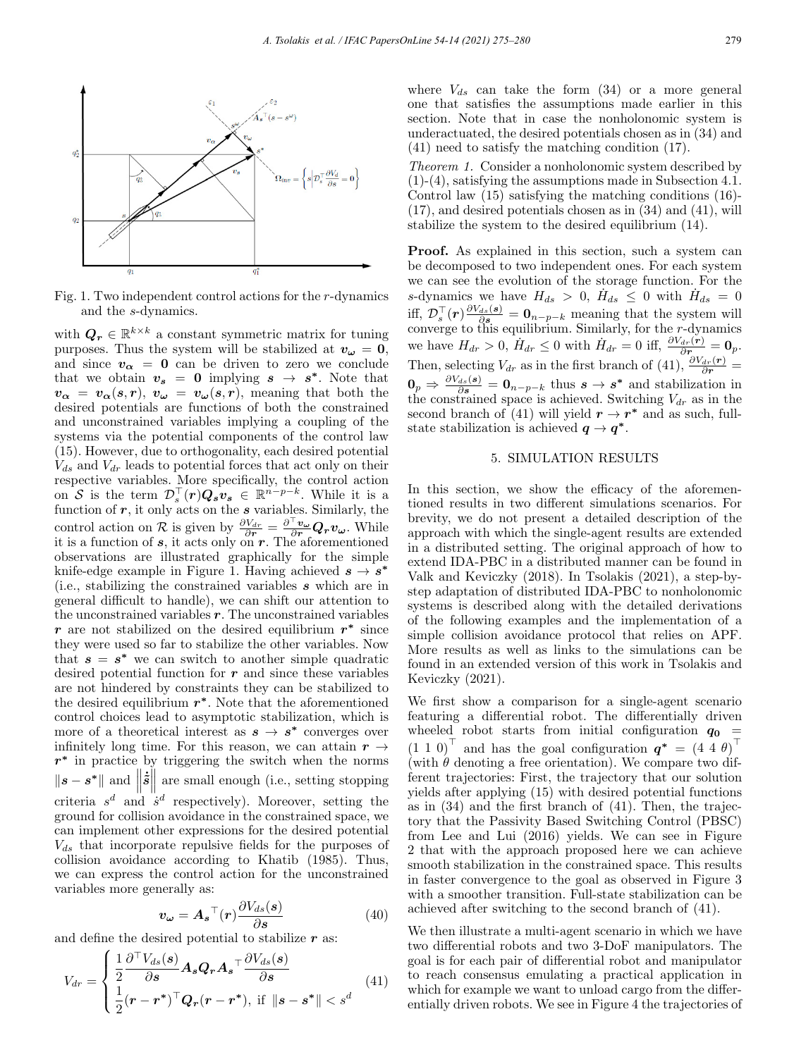Fig. 1. Two independent control actions for the $r$-dynamics and the $s$-dynamics.

with $\boldsymbol{Q_r} \in \mathbb{R}^{k\times k}$ a constant symmetric matrix for tuning purposes. Thus the system will be stabilized at $\boldsymbol{v_\omega} = \boldsymbol{0}$, and since $\boldsymbol{v_\alpha} = \boldsymbol{0}$ can be driven to zero we conclude that we obtain $\boldsymbol{v_s} = \boldsymbol{0}$ implying $\boldsymbol{s} \to \boldsymbol{s^*}$. Note that $\boldsymbol{v_\alpha} = \boldsymbol{v_\alpha}(\boldsymbol{s}, \boldsymbol{r})$, $\boldsymbol{v_\omega} = \boldsymbol{v_\omega}(\boldsymbol{s}, \boldsymbol{r})$, meaning that both the desired potentials are functions of both the constrained and unconstrained variables implying a coupling of the systems via the potential components of the control law (15). However, due to orthogonality, each desired potential $V_{ds}$ and $V_{dr}$ leads to potential forces that act only on their respective variables. More specifically, the control action on $\mathcal{S}$ is the term $\mathcal{D}_s^\top(\boldsymbol{r})\boldsymbol{Q_s}\boldsymbol{v_s} \in \mathbb{R}^{n-p-k}$. While it is a function of $\boldsymbol{r}$, it only acts on the $\boldsymbol{s}$ variables. Similarly, the control action on $\mathcal{R}$ is given by $\frac{\partial V_{dr}}{\partial \boldsymbol{r}} = \frac{\partial^\top \boldsymbol{v_\omega}}{\partial \boldsymbol{r}}\boldsymbol{Q_r}\boldsymbol{v_\omega}$. While it is a function of $\boldsymbol{s}$, it acts only on $\boldsymbol{r}$. The aforementioned observations are illustrated graphically for the simple knife-edge example in Figure 1. Having achieved $\boldsymbol{s} \to \boldsymbol{s^*}$ (i.e., stabilizing the constrained variables $\boldsymbol{s}$ which are in general difficult to handle), we can shift our attention to the unconstrained variables $\boldsymbol{r}$. The unconstrained variables $\boldsymbol{r}$ are not stabilized on the desired equilibrium $\boldsymbol{r^*}$ since they were used so far to stabilize the other variables. Now that $\boldsymbol{s} = \boldsymbol{s^*}$ we can switch to another simple quadratic desired potential function for $\boldsymbol{r}$ and since these variables are not hindered by constraints they can be stabilized to the desired equilibrium $\boldsymbol{r^*}$. Note that the aforementioned control choices lead to asymptotic stabilization, which is more of a theoretical interest as $\boldsymbol{s} \to \boldsymbol{s^*}$ converges over infinitely long time. For this reason, we can attain $\boldsymbol{r} \to \boldsymbol{r^*}$ in practice by triggering the switch when the norms $\|\boldsymbol{s} - \boldsymbol{s^*}\|$ and $\left\|\dot{\boldsymbol{s}}\right\|$ are small enough (i.e., setting stopping criteria $s^d$ and $\dot{s}^d$ respectively). Moreover, setting the ground for collision avoidance in the constrained space, we can implement other expressions for the desired potential $V_{ds}$ that incorporate repulsive fields for the purposes of collision avoidance according to Khatib (1985). Thus, we can express the control action for the unconstrained variables more generally as:

$$\boldsymbol{v_\omega} = \boldsymbol{A_s}^\top(\boldsymbol{r})\frac{\partial V_{ds}(\boldsymbol{s})}{\partial \boldsymbol{s}} \tag{40}$$

and define the desired potential to stabilize $\boldsymbol{r}$ as:

$$V_{dr} = \begin{cases} \dfrac{1}{2}\dfrac{\partial^\top V_{ds}(\boldsymbol{s})}{\partial \boldsymbol{s}}\boldsymbol{A_s}\boldsymbol{Q_r}\boldsymbol{A_s}^\top\dfrac{\partial V_{ds}(\boldsymbol{s})}{\partial \boldsymbol{s}} \\ \dfrac{1}{2}(\boldsymbol{r} - \boldsymbol{r^*})^\top\boldsymbol{Q_r}(\boldsymbol{r} - \boldsymbol{r^*}), \text{ if } \|\boldsymbol{s} - \boldsymbol{s^*}\| < s^d \end{cases} \tag{41}$$

where $V_{ds}$ can take the form (34) or a more general one that satisfies the assumptions made earlier in this section. Note that in case the nonholonomic system is underactuated, the desired potentials chosen as in (34) and (41) need to satisfy the matching condition (17).

*Theorem 1.* Consider a nonholonomic system described by (1)-(4), satisfying the assumptions made in Subsection 4.1. Control law (15) satisfying the matching conditions (16)-(17), and desired potentials chosen as in (34) and (41), will stabilize the system to the desired equilibrium (14).

**Proof.** As explained in this section, such a system can be decomposed to two independent ones. For each system we can see the evolution of the storage function. For the $s$-dynamics we have $H_{ds} > 0$, $\dot{H}_{ds} \leq 0$ with $\dot{H}_{ds} = 0$ iff, $\mathcal{D}_s^\top(\boldsymbol{r})\frac{\partial V_{ds}(\boldsymbol{s})}{\partial \boldsymbol{s}} = \boldsymbol{0}_{n-p-k}$ meaning that the system will converge to this equilibrium. Similarly, for the $r$-dynamics we have $H_{dr} > 0$, $\dot{H}_{dr} \leq 0$ with $\dot{H}_{dr} = 0$ iff, $\frac{\partial V_{dr}(\boldsymbol{r})}{\partial \boldsymbol{r}} = \boldsymbol{0}_p$. Then, selecting $V_{dr}$ as in the first branch of (41), $\frac{\partial V_{dr}(\boldsymbol{r})}{\partial \boldsymbol{r}} = \boldsymbol{0}_p \Rightarrow \frac{\partial V_{ds}(\boldsymbol{s})}{\partial \boldsymbol{s}} = \boldsymbol{0}_{n-p-k}$ thus $\boldsymbol{s} \to \boldsymbol{s^*}$ and stabilization in the constrained space is achieved. Switching $V_{dr}$ as in the second branch of (41) will yield $\boldsymbol{r} \to \boldsymbol{r^*}$ and as such, full-state stabilization is achieved $\boldsymbol{q} \to \boldsymbol{q^*}$.

## 5. SIMULATION RESULTS

In this section, we show the efficacy of the aforementioned results in two different simulations scenarios. For brevity, we do not present a detailed description of the approach with which the single-agent results are extended in a distributed setting. The original approach of how to extend IDA-PBC in a distributed manner can be found in Valk and Keviczky (2018). In Tsolakis (2021), a step-by-step adaptation of distributed IDA-PBC to nonholonomic systems is described along with the detailed derivations of the following examples and the implementation of a simple collision avoidance protocol that relies on APF. More results as well as links to the simulations can be found in an extended version of this work in Tsolakis and Keviczky (2021).

We first show a comparison for a single-agent scenario featuring a differential robot. The differentially driven wheeled robot starts from initial configuration $\boldsymbol{q_0} = (1\ 1\ 0)^\top$ and has the goal configuration $\boldsymbol{q^*} = (4\ 4\ \theta)^\top$ (with $\theta$ denoting a free orientation). We compare two different trajectories: First, the trajectory that our solution yields after applying (15) with desired potential functions as in (34) and the first branch of (41). Then, the trajectory that the Passivity Based Switching Control (PBSC) from Lee and Lui (2016) yields. We can see in Figure 2 that with the approach proposed here we can achieve smooth stabilization in the constrained space. This results in faster convergence to the goal as observed in Figure 3 with a smoother transition. Full-state stabilization can be achieved after switching to the second branch of (41).

We then illustrate a multi-agent scenario in which we have two differential robots and two 3-DoF manipulators. The goal is for each pair of differential robot and manipulator to reach consensus emulating a practical application in which for example we want to unload cargo from the differentially driven robots. We see in Figure 4 the trajectories of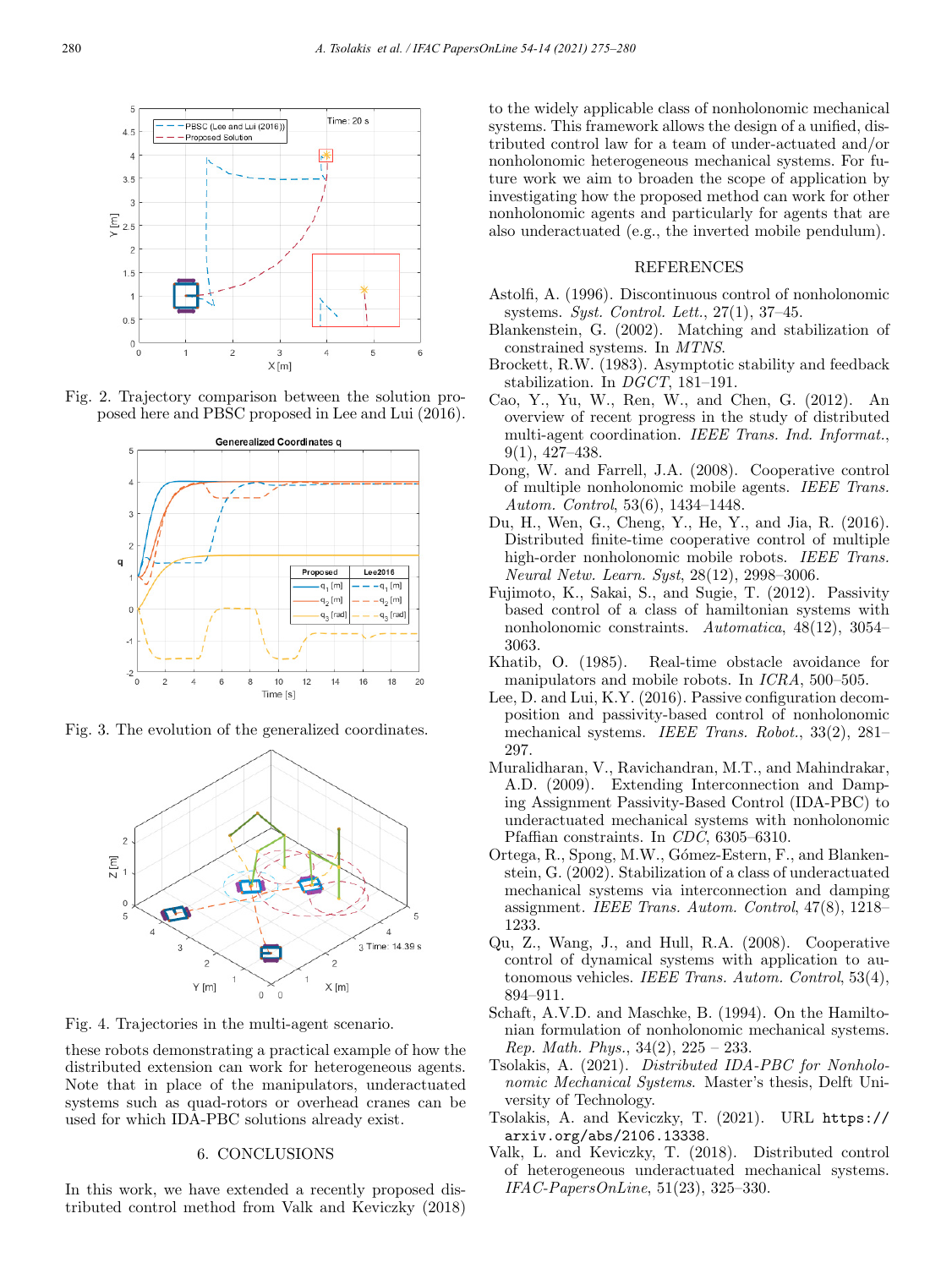PBSC (Lee and Lui (2016))
Proposed Solution
Time: 20 s
Y [m]
X [m]

Fig. 2. Trajectory comparison between the solution proposed here and PBSC proposed in Lee and Lui (2016).

Generealized Coordinates q
q
Time [s]
Proposed
Lee2016
$q_1$ [m]
$q_2$ [m]
$q_3$ [rad]

Fig. 3. The evolution of the generalized coordinates.

Z [m]
Y [m]
X [m]
Time: 14.39 s

Fig. 4. Trajectories in the multi-agent scenario.

these robots demonstrating a practical example of how the distributed extension can work for heterogeneous agents. Note that in place of the manipulators, underactuated systems such as quad-rotors or overhead cranes can be used for which IDA-PBC solutions already exist.

## 6. CONCLUSIONS

In this work, we have extended a recently proposed distributed control method from Valk and Keviczky (2018) to the widely applicable class of nonholonomic mechanical systems. This framework allows the design of a unified, distributed control law for a team of under-actuated and/or nonholonomic heterogeneous mechanical systems. For future work we aim to broaden the scope of application by investigating how the proposed method can work for other nonholonomic agents and particularly for agents that are also underactuated (e.g., the inverted mobile pendulum).

## REFERENCES

Astolfi, A. (1996). Discontinuous control of nonholonomic systems. *Syst. Control. Lett.*, 27(1), 37–45.

Blankenstein, G. (2002). Matching and stabilization of constrained systems. In *MTNS*.

Brockett, R.W. (1983). Asymptotic stability and feedback stabilization. In *DGCT*, 181–191.

Cao, Y., Yu, W., Ren, W., and Chen, G. (2012). An overview of recent progress in the study of distributed multi-agent coordination. *IEEE Trans. Ind. Informat.*, 9(1), 427–438.

Dong, W. and Farrell, J.A. (2008). Cooperative control of multiple nonholonomic mobile agents. *IEEE Trans. Autom. Control*, 53(6), 1434–1448.

Du, H., Wen, G., Cheng, Y., He, Y., and Jia, R. (2016). Distributed finite-time cooperative control of multiple high-order nonholonomic mobile robots. *IEEE Trans. Neural Netw. Learn. Syst*, 28(12), 2998–3006.

Fujimoto, K., Sakai, S., and Sugie, T. (2012). Passivity based control of a class of hamiltonian systems with nonholonomic constraints. *Automatica*, 48(12), 3054–3063.

Khatib, O. (1985). Real-time obstacle avoidance for manipulators and mobile robots. In *ICRA*, 500–505.

Lee, D. and Lui, K.Y. (2016). Passive configuration decomposition and passivity-based control of nonholonomic mechanical systems. *IEEE Trans. Robot.*, 33(2), 281–297.

Muralidharan, V., Ravichandran, M.T., and Mahindrakar, A.D. (2009). Extending Interconnection and Damping Assignment Passivity-Based Control (IDA-PBC) to underactuated mechanical systems with nonholonomic Pfaffian constraints. In *CDC*, 6305–6310.

Ortega, R., Spong, M.W., Gómez-Estern, F., and Blankenstein, G. (2002). Stabilization of a class of underactuated mechanical systems via interconnection and damping assignment. *IEEE Trans. Autom. Control*, 47(8), 1218–1233.

Qu, Z., Wang, J., and Hull, R.A. (2008). Cooperative control of dynamical systems with application to autonomous vehicles. *IEEE Trans. Autom. Control*, 53(4), 894–911.

Schaft, A.V.D. and Maschke, B. (1994). On the Hamiltonian formulation of nonholonomic mechanical systems. *Rep. Math. Phys.*, 34(2), 225 – 233.

Tsolakis, A. (2021). *Distributed IDA-PBC for Nonholonomic Mechanical Systems.* Master's thesis, Delft University of Technology.

Tsolakis, A. and Keviczky, T. (2021). URL https://arxiv.org/abs/2106.13338.

Valk, L. and Keviczky, T. (2018). Distributed control of heterogeneous underactuated mechanical systems. *IFAC-PapersOnLine*, 51(23), 325–330.